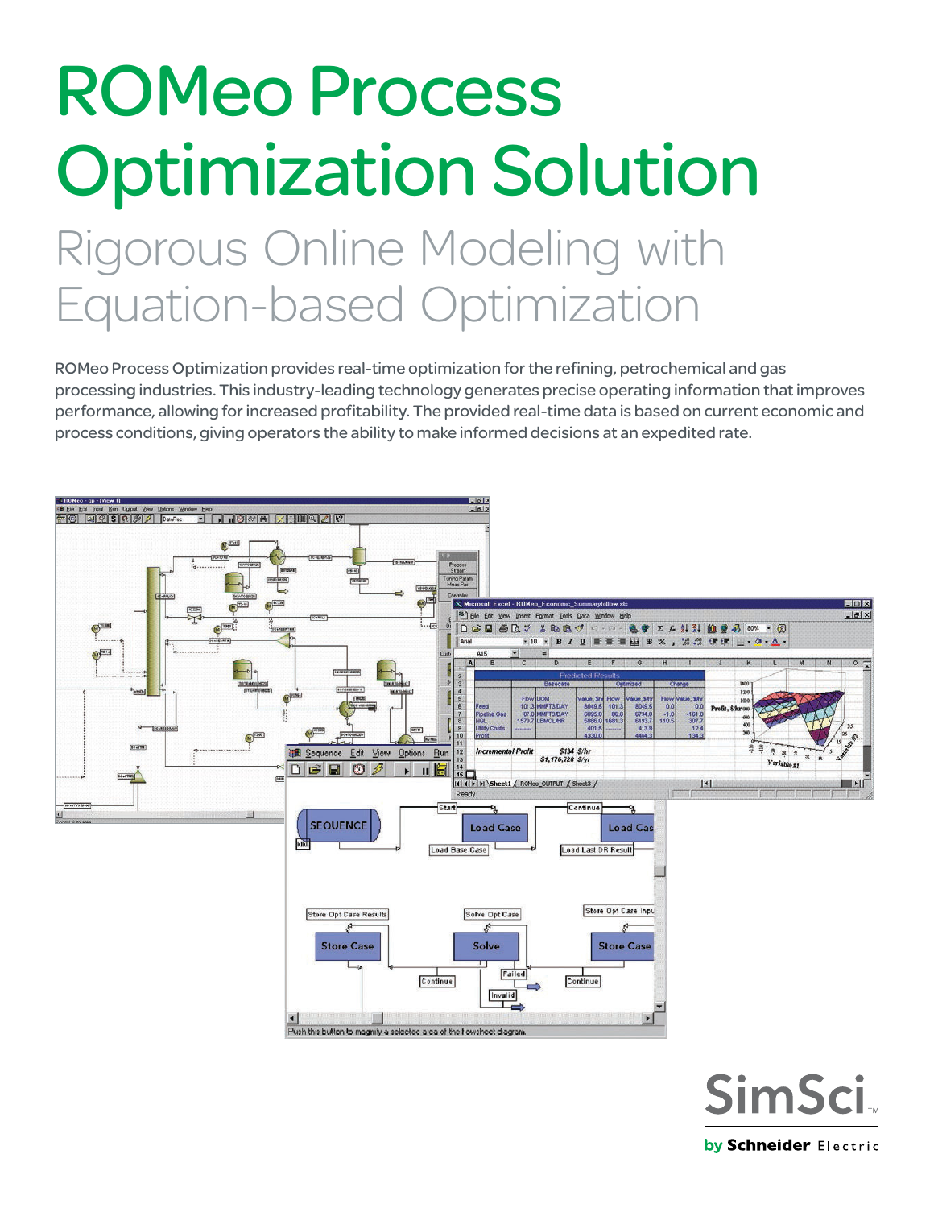# ROMeo Process Optimization Solution

## Rigorous Online Modeling with Equation-based Optimization

ROMeo Process Optimization provides real-time optimization for the refining, petrochemical and gas processing industries. This industry-leading technology generates precise operating information that improves performance, allowing for increased profitability. The provided real-time data is based on current economic and process conditions, giving operators the ability to make informed decisions at an expedited rate.

SimSci™

by Schneider Electric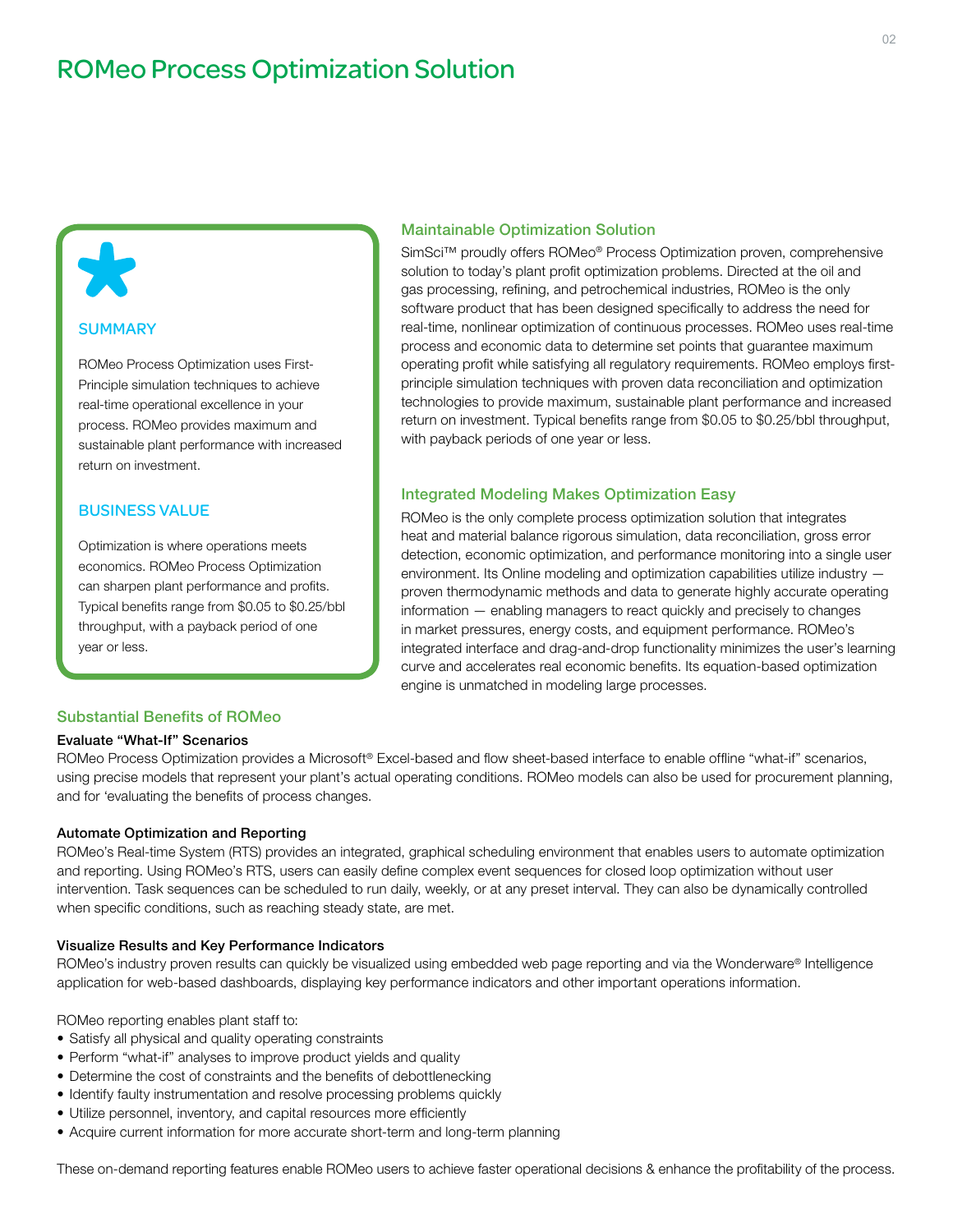# ROMeo Process Optimization Solution

### SUMMARY

ROMeo Process Optimization uses First-Principle simulation techniques to achieve real-time operational excellence in your process. ROMeo provides maximum and sustainable plant performance with increased return on investment.

### BUSINESS VALUE

Optimization is where operations meets economics. ROMeo Process Optimization can sharpen plant performance and profits. Typical benefits range from $0.05 to $0.25/bbl throughput, with a payback period of one year or less.

## Maintainable Optimization Solution

SimSci™ proudly offers ROMeo® Process Optimization proven, comprehensive solution to today's plant profit optimization problems. Directed at the oil and gas processing, refining, and petrochemical industries, ROMeo is the only software product that has been designed specifically to address the need for real-time, nonlinear optimization of continuous processes. ROMeo uses real-time process and economic data to determine set points that guarantee maximum operating profit while satisfying all regulatory requirements. ROMeo employs first-principle simulation techniques with proven data reconciliation and optimization technologies to provide maximum, sustainable plant performance and increased return on investment. Typical benefits range from $0.05 to $0.25/bbl throughput, with payback periods of one year or less.

## Integrated Modeling Makes Optimization Easy

ROMeo is the only complete process optimization solution that integrates heat and material balance rigorous simulation, data reconciliation, gross error detection, economic optimization, and performance monitoring into a single user environment. Its Online modeling and optimization capabilities utilize industry — proven thermodynamic methods and data to generate highly accurate operating information — enabling managers to react quickly and precisely to changes in market pressures, energy costs, and equipment performance. ROMeo's integrated interface and drag-and-drop functionality minimizes the user's learning curve and accelerates real economic benefits. Its equation-based optimization engine is unmatched in modeling large processes.

## Substantial Benefits of ROMeo

### Evaluate "What-If" Scenarios

ROMeo Process Optimization provides a Microsoft® Excel-based and flow sheet-based interface to enable offline "what-if" scenarios, using precise models that represent your plant's actual operating conditions. ROMeo models can also be used for procurement planning, and for 'evaluating the benefits of process changes.

### Automate Optimization and Reporting

ROMeo's Real-time System (RTS) provides an integrated, graphical scheduling environment that enables users to automate optimization and reporting. Using ROMeo's RTS, users can easily define complex event sequences for closed loop optimization without user intervention. Task sequences can be scheduled to run daily, weekly, or at any preset interval. They can also be dynamically controlled when specific conditions, such as reaching steady state, are met.

### Visualize Results and Key Performance Indicators

ROMeo's industry proven results can quickly be visualized using embedded web page reporting and via the Wonderware® Intelligence application for web-based dashboards, displaying key performance indicators and other important operations information.

ROMeo reporting enables plant staff to:

- Satisfy all physical and quality operating constraints
- Perform "what-if" analyses to improve product yields and quality
- Determine the cost of constraints and the benefits of debottlenecking
- Identify faulty instrumentation and resolve processing problems quickly
- Utilize personnel, inventory, and capital resources more efficiently
- Acquire current information for more accurate short-term and long-term planning

These on-demand reporting features enable ROMeo users to achieve faster operational decisions & enhance the profitability of the process.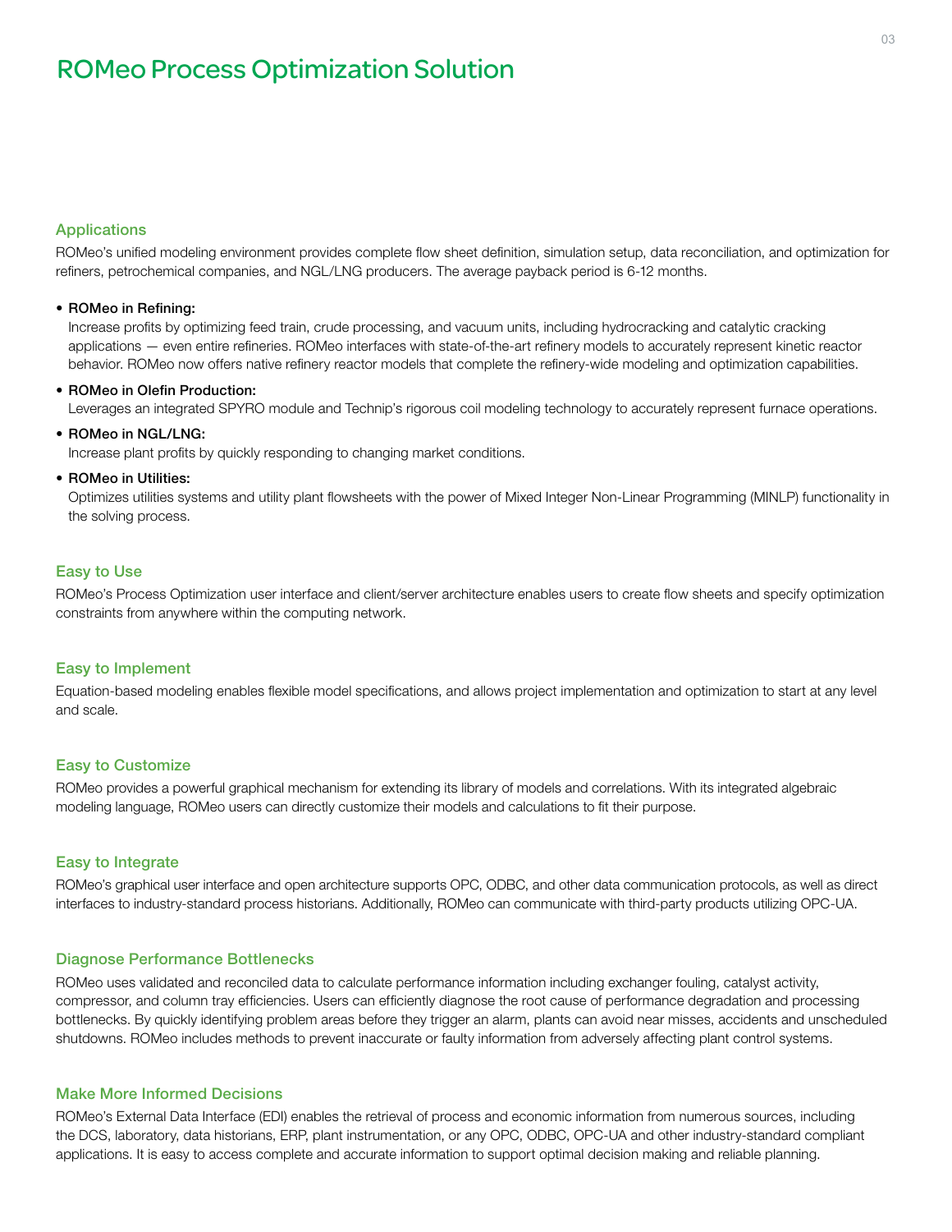# ROMeo Process Optimization Solution

## Applications

ROMeo's unified modeling environment provides complete flow sheet definition, simulation setup, data reconciliation, and optimization for refiners, petrochemical companies, and NGL/LNG producers. The average payback period is 6-12 months.

- **ROMeo in Refining:**
  Increase profits by optimizing feed train, crude processing, and vacuum units, including hydrocracking and catalytic cracking applications — even entire refineries. ROMeo interfaces with state-of-the-art refinery models to accurately represent kinetic reactor behavior. ROMeo now offers native refinery reactor models that complete the refinery-wide modeling and optimization capabilities.
- **ROMeo in Olefin Production:**
  Leverages an integrated SPYRO module and Technip's rigorous coil modeling technology to accurately represent furnace operations.
- **ROMeo in NGL/LNG:**
  Increase plant profits by quickly responding to changing market conditions.
- **ROMeo in Utilities:**
  Optimizes utilities systems and utility plant flowsheets with the power of Mixed Integer Non-Linear Programming (MINLP) functionality in the solving process.

## Easy to Use

ROMeo's Process Optimization user interface and client/server architecture enables users to create flow sheets and specify optimization constraints from anywhere within the computing network.

## Easy to Implement

Equation-based modeling enables flexible model specifications, and allows project implementation and optimization to start at any level and scale.

## Easy to Customize

ROMeo provides a powerful graphical mechanism for extending its library of models and correlations. With its integrated algebraic modeling language, ROMeo users can directly customize their models and calculations to fit their purpose.

## Easy to Integrate

ROMeo's graphical user interface and open architecture supports OPC, ODBC, and other data communication protocols, as well as direct interfaces to industry-standard process historians. Additionally, ROMeo can communicate with third-party products utilizing OPC-UA.

## Diagnose Performance Bottlenecks

ROMeo uses validated and reconciled data to calculate performance information including exchanger fouling, catalyst activity, compressor, and column tray efficiencies. Users can efficiently diagnose the root cause of performance degradation and processing bottlenecks. By quickly identifying problem areas before they trigger an alarm, plants can avoid near misses, accidents and unscheduled shutdowns. ROMeo includes methods to prevent inaccurate or faulty information from adversely affecting plant control systems.

## Make More Informed Decisions

ROMeo's External Data Interface (EDI) enables the retrieval of process and economic information from numerous sources, including the DCS, laboratory, data historians, ERP, plant instrumentation, or any OPC, ODBC, OPC-UA and other industry-standard compliant applications. It is easy to access complete and accurate information to support optimal decision making and reliable planning.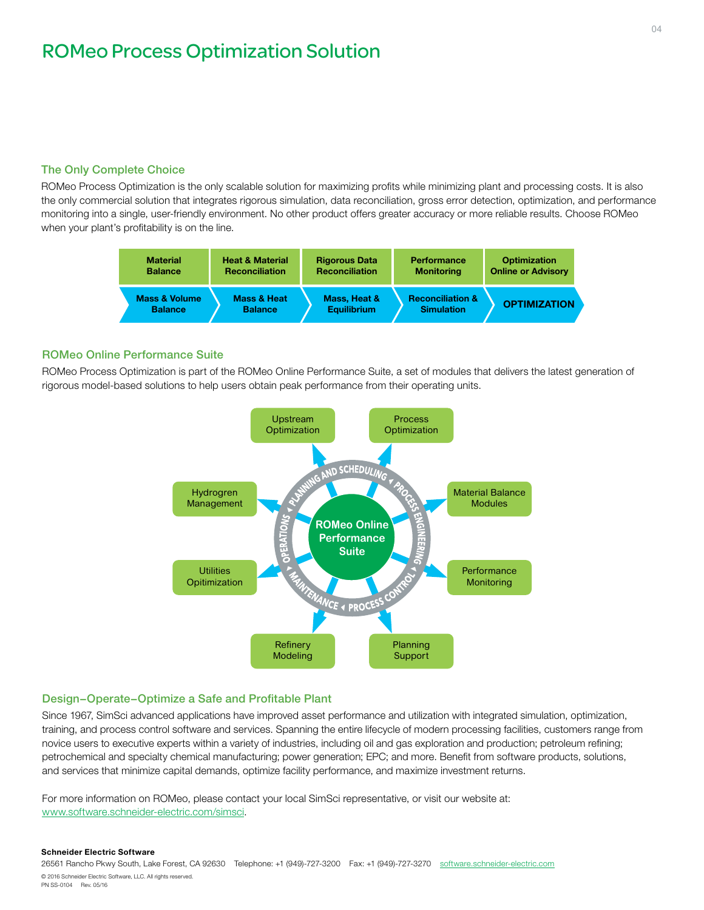# ROMeo Process Optimization Solution

## The Only Complete Choice

ROMeo Process Optimization is the only scalable solution for maximizing profits while minimizing plant and processing costs. It is also the only commercial solution that integrates rigorous simulation, data reconciliation, gross error detection, optimization, and performance monitoring into a single, user-friendly environment. No other product offers greater accuracy or more reliable results. Choose ROMeo when your plant's profitability is on the line.

| Material Balance | Heat & Material Reconciliation | Rigorous Data Reconciliation | Performance Monitoring | Optimization Online or Advisory |
|---|---|---|---|---|
| Mass & Volume Balance | Mass & Heat Balance | Mass, Heat & Equilibrium | Reconciliation & Simulation | OPTIMIZATION |

## ROMeo Online Performance Suite

ROMeo Process Optimization is part of the ROMeo Online Performance Suite, a set of modules that delivers the latest generation of rigorous model-based solutions to help users obtain peak performance from their operating units.

ROMeo Online Performance Suite

PLANNING AND SCHEDULING
PROCESS ENGINEERING
PROCESS CONTROL
MAINTENANCE
OPERATIONS

Upstream Optimization
Process Optimization
Material Balance Modules
Performance Monitoring
Planning Support
Refinery Modeling
Utilities Opitimization
Hydrogren Management

## Design–Operate–Optimize a Safe and Profitable Plant

Since 1967, SimSci advanced applications have improved asset performance and utilization with integrated simulation, optimization, training, and process control software and services. Spanning the entire lifecycle of modern processing facilities, customers range from novice users to executive experts within a variety of industries, including oil and gas exploration and production; petroleum refining; petrochemical and specialty chemical manufacturing; power generation; EPC; and more. Benefit from software products, solutions, and services that minimize capital demands, optimize facility performance, and maximize investment returns.

For more information on ROMeo, please contact your local SimSci representative, or visit our website at: www.software.schneider-electric.com/simsci.

**Schneider Electric Software**

26561 Rancho Pkwy South, Lake Forest, CA 92630 Telephone: +1 (949)-727-3200 Fax: +1 (949)-727-3270 software.schneider-electric.com

© 2016 Schneider Electric Software, LLC. All rights reserved.

PN SS-0104 Rev. 05/16